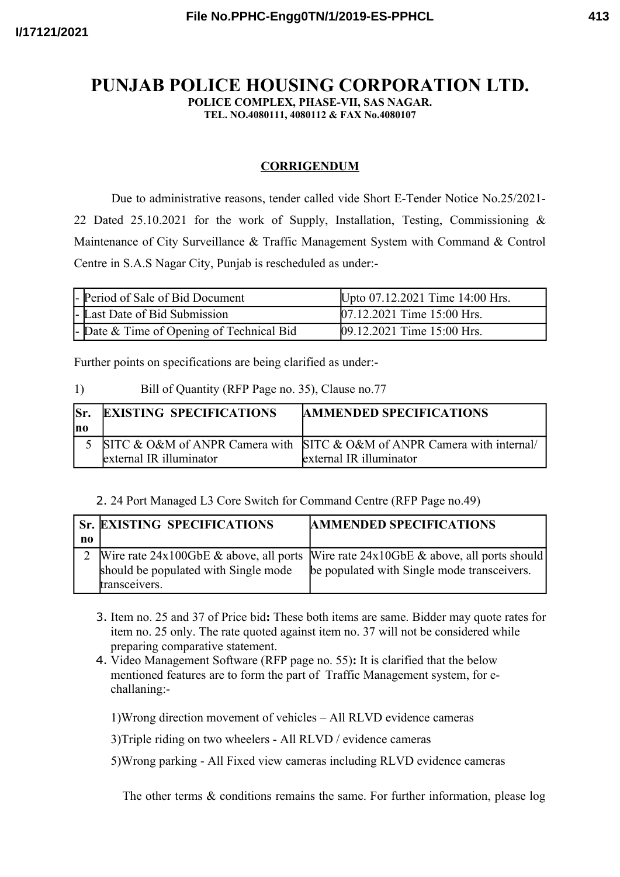# PUNJAB POLICE HOUSING CORPORATION LTD.

**POLICE COMPLEX, PHASE-VII, SAS NAGAR.**
**TEL. NO.4080111, 4080112 & FAX No.4080107**

## CORRIGENDUM

Due to administrative reasons, tender called vide Short E-Tender Notice No.25/2021-22 Dated 25.10.2021 for the work of Supply, Installation, Testing, Commissioning & Maintenance of City Surveillance & Traffic Management System with Command & Control Centre in S.A.S Nagar City, Punjab is rescheduled as under:-

| - | Period of Sale of Bid Document | Upto 07.12.2021 Time 14:00 Hrs. |
|---|---|---|
| - | Last Date of Bid Submission | 07.12.2021 Time 15:00 Hrs. |
| - | Date & Time of Opening of Technical Bid | 09.12.2021 Time 15:00 Hrs. |

Further points on specifications are being clarified as under:-

1) Bill of Quantity (RFP Page no. 35), Clause no.77

| Sr. no | EXISTING SPECIFICATIONS | AMMENDED SPECIFICATIONS |
|---|---|---|
| 5 | SITC & O&M of ANPR Camera with external IR illuminator | SITC & O&M of ANPR Camera with internal/ external IR illuminator |

2. 24 Port Managed L3 Core Switch for Command Centre (RFP Page no.49)

| Sr. no | EXISTING SPECIFICATIONS | AMMENDED SPECIFICATIONS |
|---|---|---|
| 2 | Wire rate 24x100GbE & above, all ports should be populated with Single mode transceivers. | Wire rate 24x10GbE & above, all ports should be populated with Single mode transceivers. |

3. Item no. 25 and 37 of Price bid**:** These both items are same. Bidder may quote rates for item no. 25 only. The rate quoted against item no. 37 will not be considered while preparing comparative statement.
4. Video Management Software (RFP page no. 55)**:** It is clarified that the below mentioned features are to form the part of Traffic Management system, for e-challaning:-

   1)Wrong direction movement of vehicles – All RLVD evidence cameras

   3)Triple riding on two wheelers - All RLVD / evidence cameras

   5)Wrong parking - All Fixed view cameras including RLVD evidence cameras

The other terms & conditions remains the same. For further information, please log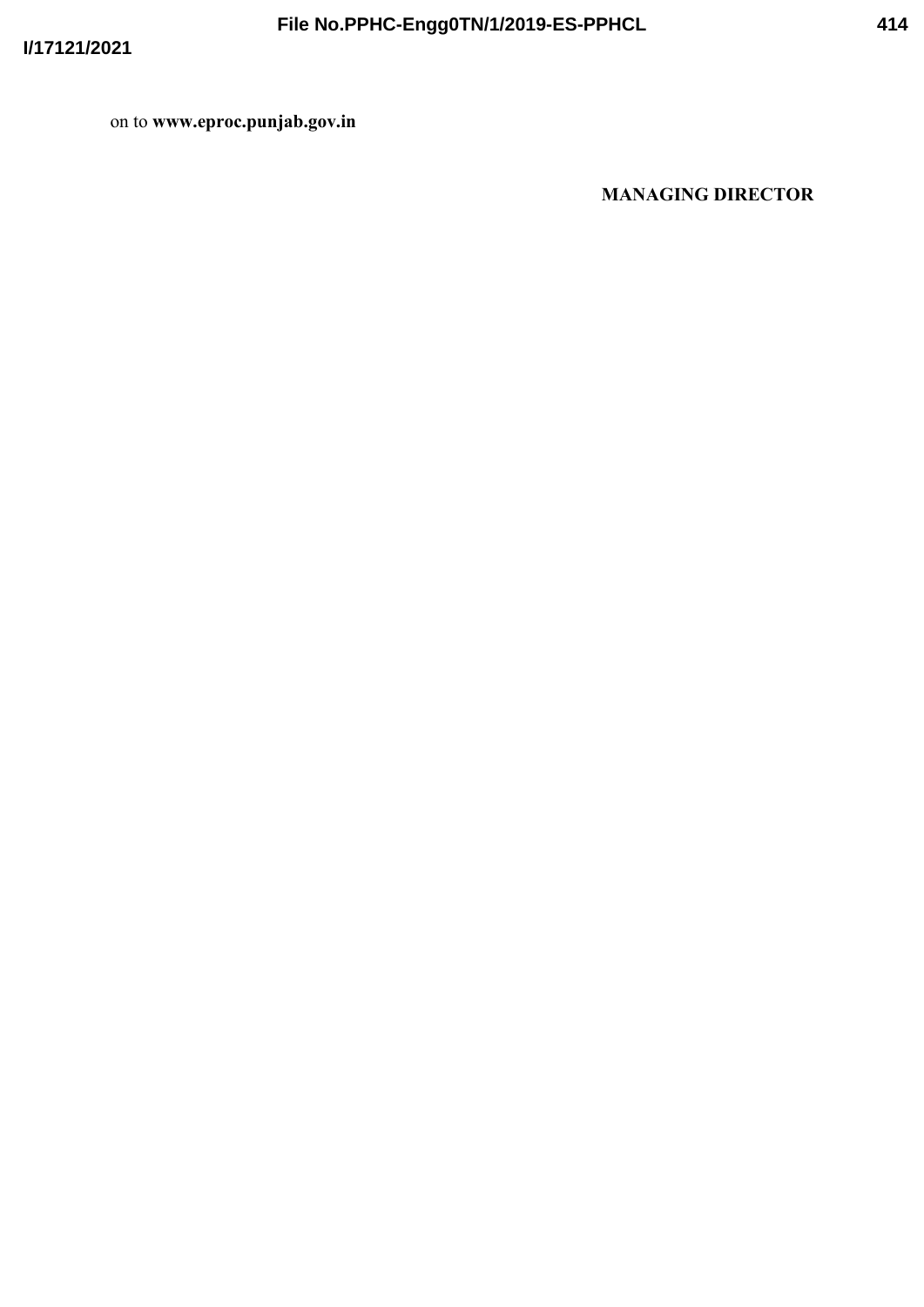on to **www.eproc.punjab.gov.in**

**MANAGING DIRECTOR**